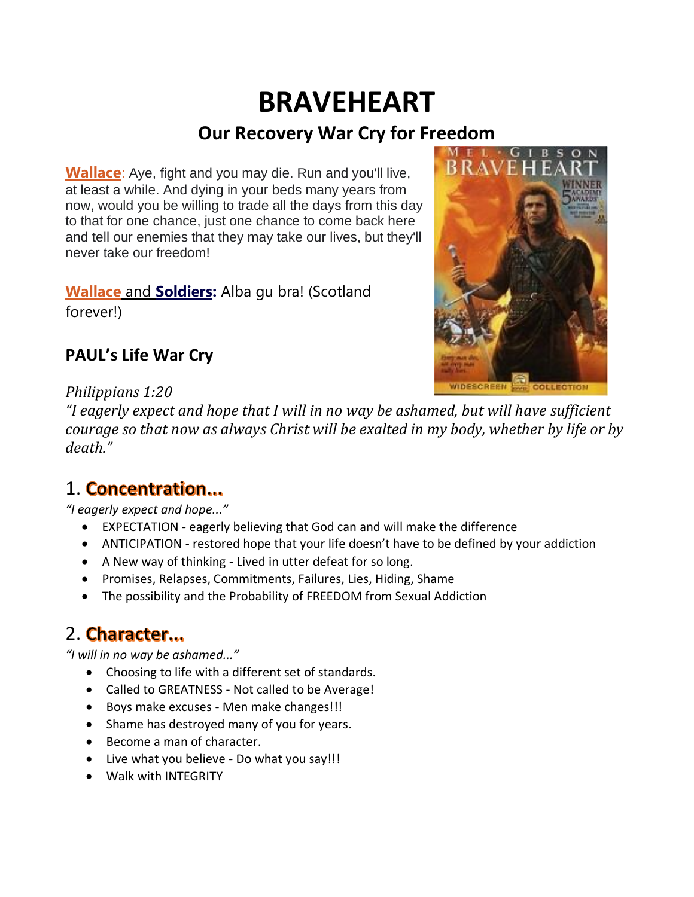# BRAVEHEART

## Our Recovery War Cry for Freedom

**Wallace**: Aye, fight and you may die. Run and you'll live, at least a while. And dying in your beds many years from now, would you be willing to trade all the days from this day to that for one chance, just one chance to come back here and tell our enemies that they may take our lives, but they'll never take our freedom!

**Wallace** and **Soldiers:** Alba gu bra! (Scotland forever!)

### PAUL's Life War Cry

*Philippians 1:20*
*"I eagerly expect and hope that I will in no way be ashamed, but will have sufficient courage so that now as always Christ will be exalted in my body, whether by life or by death."*

## 1. Concentration...

*"I eagerly expect and hope..."*

- EXPECTATION - eagerly believing that God can and will make the difference
- ANTICIPATION - restored hope that your life doesn't have to be defined by your addiction
- A New way of thinking - Lived in utter defeat for so long.
- Promises, Relapses, Commitments, Failures, Lies, Hiding, Shame
- The possibility and the Probability of FREEDOM from Sexual Addiction

## 2. Character...

*"I will in no way be ashamed..."*

- Choosing to life with a different set of standards.
- Called to GREATNESS - Not called to be Average!
- Boys make excuses - Men make changes!!!
- Shame has destroyed many of you for years.
- Become a man of character.
- Live what you believe - Do what you say!!!
- Walk with INTEGRITY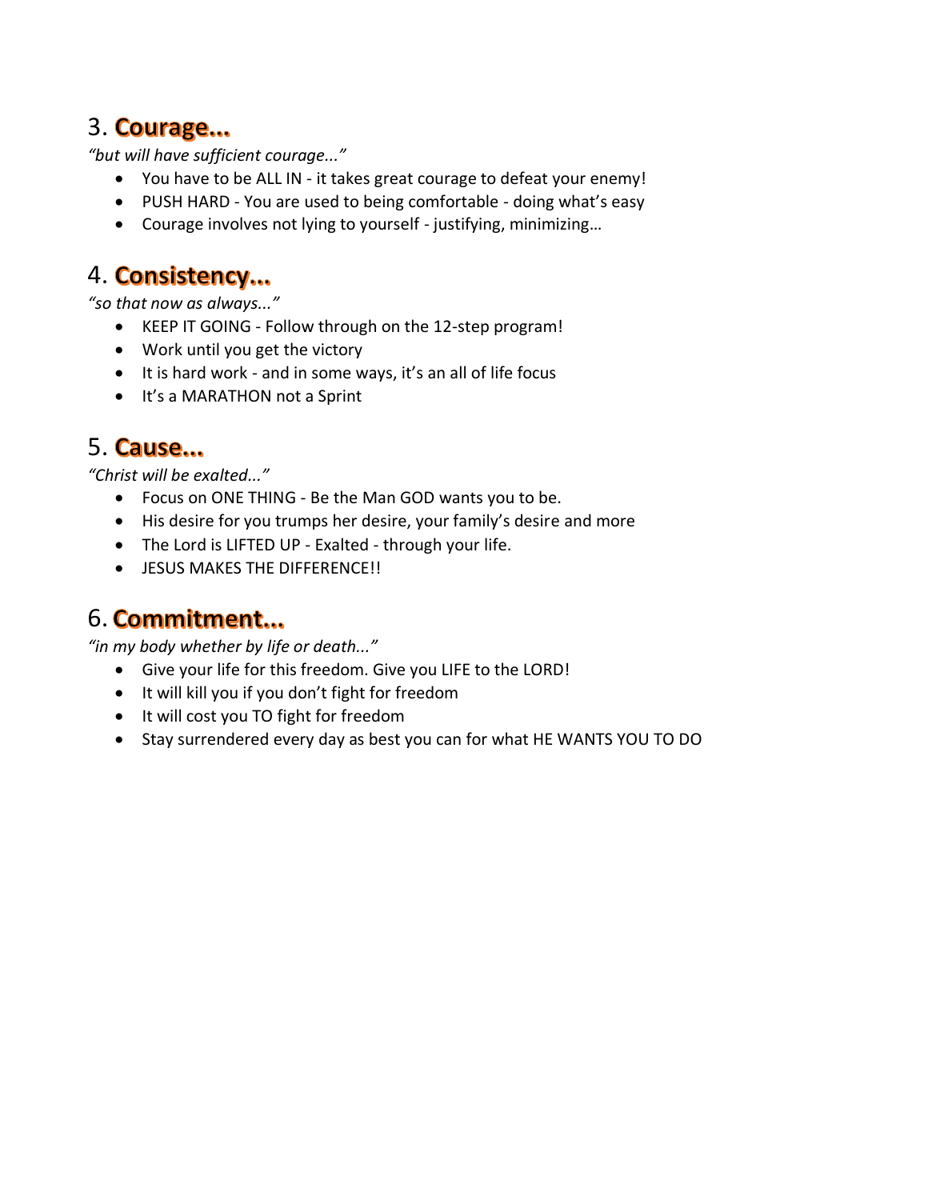## 3. **Courage...**

*"but will have sufficient courage..."*

- You have to be ALL IN - it takes great courage to defeat your enemy!
- PUSH HARD - You are used to being comfortable - doing what's easy
- Courage involves not lying to yourself - justifying, minimizing…

## 4. **Consistency...**

*"so that now as always..."*

- KEEP IT GOING - Follow through on the 12-step program!
- Work until you get the victory
- It is hard work - and in some ways, it's an all of life focus
- It's a MARATHON not a Sprint

## 5. **Cause...**

*"Christ will be exalted..."*

- Focus on ONE THING - Be the Man GOD wants you to be.
- His desire for you trumps her desire, your family's desire and more
- The Lord is LIFTED UP - Exalted - through your life.
- JESUS MAKES THE DIFFERENCE!!

## 6. **Commitment...**

*"in my body whether by life or death..."*

- Give your life for this freedom. Give you LIFE to the LORD!
- It will kill you if you don't fight for freedom
- It will cost you TO fight for freedom
- Stay surrendered every day as best you can for what HE WANTS YOU TO DO